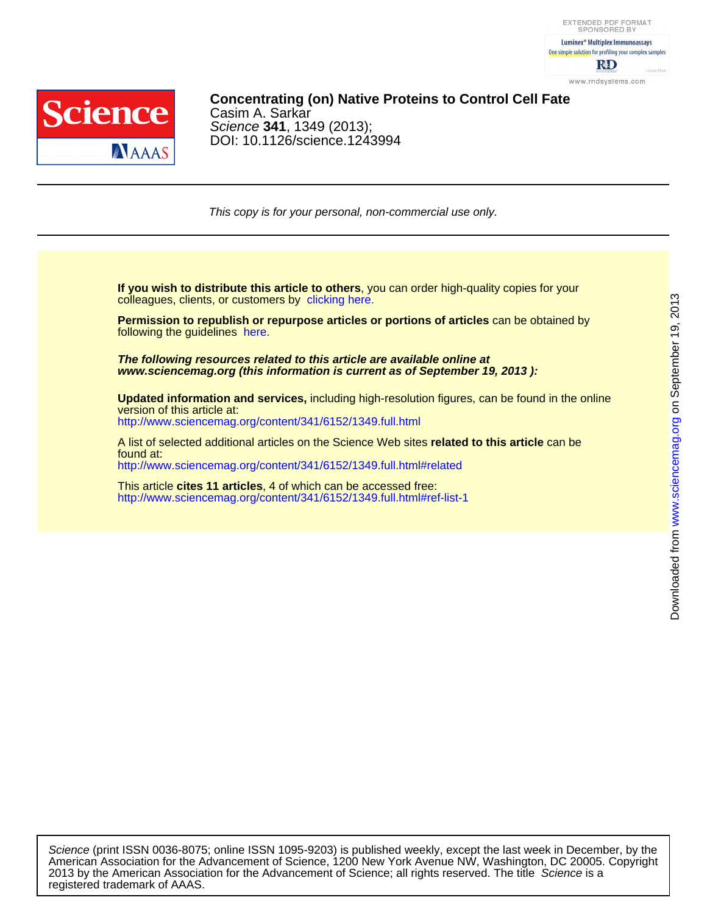**Concentrating (on) Native Proteins to Control Cell Fate**

Casim A. Sarkar

*Science* **341**, 1349 (2013);

DOI: 10.1126/science.1243994

*This copy is for your personal, non-commercial use only.*

**If you wish to distribute this article to others**, you can order high-quality copies for your colleagues, clients, or customers by clicking here.

**Permission to republish or repurpose articles or portions of articles** can be obtained by following the guidelines here.

***The following resources related to this article are available online at www.sciencemag.org (this information is current as of September 19, 2013 ):***

**Updated information and services,** including high-resolution figures, can be found in the online version of this article at:
http://www.sciencemag.org/content/341/6152/1349.full.html

A list of selected additional articles on the Science Web sites **related to this article** can be found at:
http://www.sciencemag.org/content/341/6152/1349.full.html#related

This article **cites 11 articles**, 4 of which can be accessed free:
http://www.sciencemag.org/content/341/6152/1349.full.html#ref-list-1

Downloaded from www.sciencemag.org on September 19, 2013

*Science* (print ISSN 0036-8075; online ISSN 1095-9203) is published weekly, except the last week in December, by the American Association for the Advancement of Science, 1200 New York Avenue NW, Washington, DC 20005. Copyright 2013 by the American Association for the Advancement of Science; all rights reserved. The title *Science* is a registered trademark of AAAS.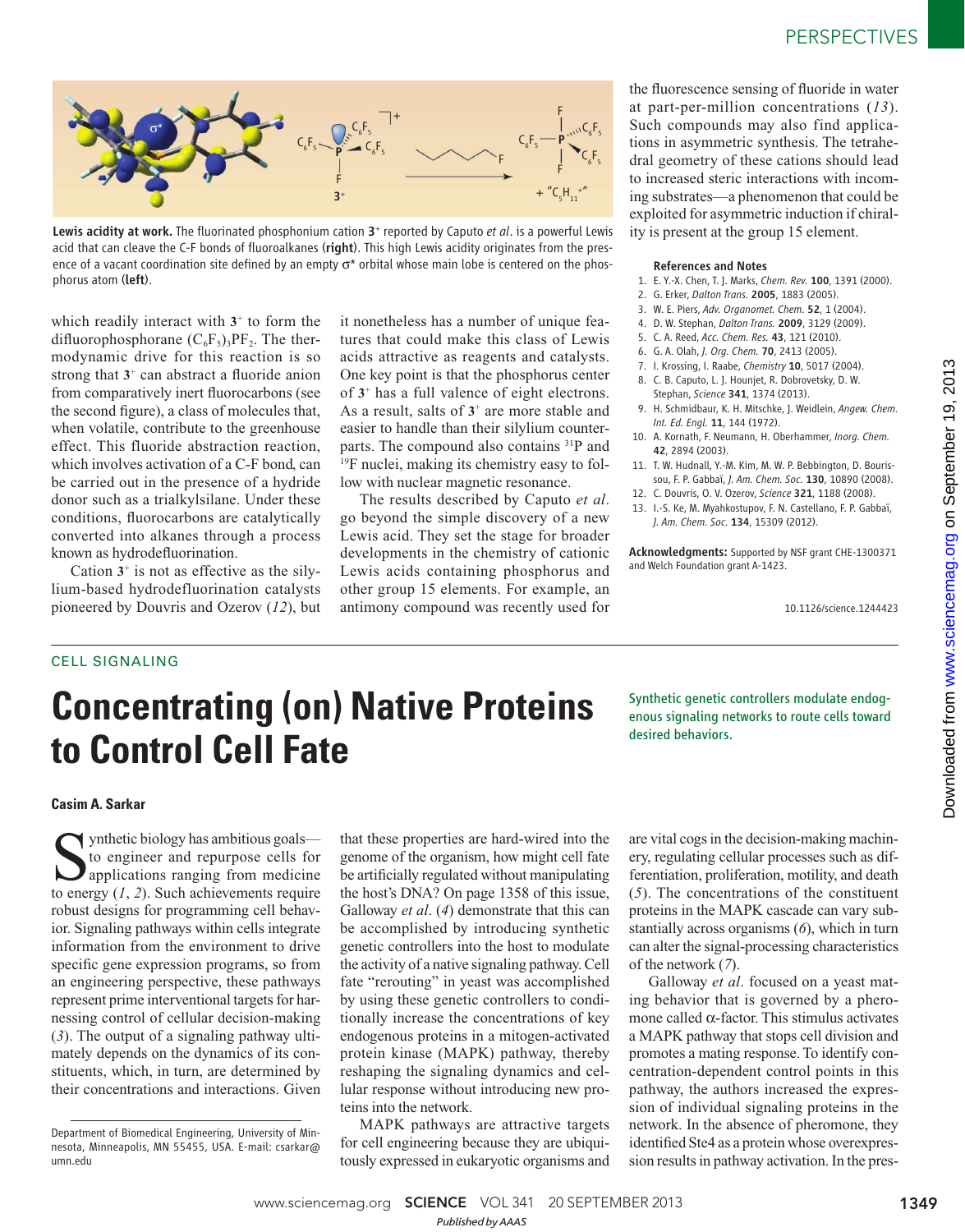**Lewis acidity at work.** The fluorinated phosphonium cation **3**$^+$ reported by Caputo *et al*. is a powerful Lewis acid that can cleave the C-F bonds of fluoroalkanes (**right**). This high Lewis acidity originates from the presence of a vacant coordination site defined by an empty σ* orbital whose main lobe is centered on the phosphorus atom (**left**).

which readily interact with **3**$^+$ to form the difluorophosphorane $(C_6F_5)_3PF_2$. The thermodynamic drive for this reaction is so strong that **3**$^+$ can abstract a fluoride anion from comparatively inert fluorocarbons (see the second figure), a class of molecules that, when volatile, contribute to the greenhouse effect. This fluoride abstraction reaction, which involves activation of a C-F bond, can be carried out in the presence of a hydride donor such as a trialkylsilane. Under these conditions, fluorocarbons are catalytically converted into alkanes through a process known as hydrodefluorination.

Cation **3**$^+$ is not as effective as the silylium-based hydrodefluorination catalysts pioneered by Douvris and Ozerov (*12*), but it nonetheless has a number of unique features that could make this class of Lewis acids attractive as reagents and catalysts. One key point is that the phosphorus center of **3**$^+$ has a full valence of eight electrons. As a result, salts of **3**$^+$ are more stable and easier to handle than their silylium counterparts. The compound also contains $^{31}P$ and $^{19}F$ nuclei, making its chemistry easy to follow with nuclear magnetic resonance.

The results described by Caputo *et al*. go beyond the simple discovery of a new Lewis acid. They set the stage for broader developments in the chemistry of cationic Lewis acids containing phosphorus and other group 15 elements. For example, an antimony compound was recently used for the fluorescence sensing of fluoride in water at part-per-million concentrations (*13*). Such compounds may also find applications in asymmetric synthesis. The tetrahedral geometry of these cations should lead to increased steric interactions with incoming substrates—a phenomenon that could be exploited for asymmetric induction if chirality is present at the group 15 element.

### References and Notes

1. E. Y.-X. Chen, T. J. Marks, *Chem. Rev.* **100**, 1391 (2000).
2. G. Erker, *Dalton Trans.* **2005**, 1883 (2005).
3. W. E. Piers, *Adv. Organomet. Chem.* **52**, 1 (2004).
4. D. W. Stephan, *Dalton Trans.* **2009**, 3129 (2009).
5. C. A. Reed, *Acc. Chem. Res.* **43**, 121 (2010).
6. G. A. Olah, *J. Org. Chem.* **70**, 2413 (2005).
7. I. Krossing, I. Raabe, *Chemistry* **10**, 5017 (2004).
8. C. B. Caputo, L. J. Hounjet, R. Dobrovetsky, D. W. Stephan, *Science* **341**, 1374 (2013).
9. H. Schmidbaur, K. H. Mitschke, J. Weidlein, *Angew. Chem. Int. Ed. Engl.* **11**, 144 (1972).
10. A. Kornath, F. Neumann, H. Oberhammer, *Inorg. Chem.* **42**, 2894 (2003).
11. T. W. Hudnall, Y.-M. Kim, M. W. P. Bebbington, D. Bourissou, F. P. Gabbaï, *J. Am. Chem. Soc.* **130**, 10890 (2008).
12. C. Douvris, O. V. Ozerov, *Science* **321**, 1188 (2008).
13. I.-S. Ke, M. Myahkostupov, F. N. Castellano, F. P. Gabbaï, *J. Am. Chem. Soc.* **134**, 15309 (2012).

**Acknowledgments:** Supported by NSF grant CHE-1300371 and Welch Foundation grant A-1423.

10.1126/science.1244423

CELL SIGNALING

# Concentrating (on) Native Proteins to Control Cell Fate

Synthetic genetic controllers modulate endogenous signaling networks to route cells toward desired behaviors.

**Casim A. Sarkar**

Synthetic biology has ambitious goals—to engineer and repurpose cells for applications ranging from medicine to energy (*1*, *2*). Such achievements require robust designs for programming cell behavior. Signaling pathways within cells integrate information from the environment to drive specific gene expression programs, so from an engineering perspective, these pathways represent prime interventional targets for harnessing control of cellular decision-making (*3*). The output of a signaling pathway ultimately depends on the dynamics of its constituents, which, in turn, are determined by their concentrations and interactions. Given that these properties are hard-wired into the genome of the organism, how might cell fate be artificially regulated without manipulating the host's DNA? On page 1358 of this issue, Galloway *et al*. (*4*) demonstrate that this can be accomplished by introducing synthetic genetic controllers into the host to modulate the activity of a native signaling pathway. Cell fate "rerouting" in yeast was accomplished by using these genetic controllers to conditionally increase the concentrations of key endogenous proteins in a mitogen-activated protein kinase (MAPK) pathway, thereby reshaping the signaling dynamics and cellular response without introducing new proteins into the network.

MAPK pathways are attractive targets for cell engineering because they are ubiquitously expressed in eukaryotic organisms and are vital cogs in the decision-making machinery, regulating cellular processes such as differentiation, proliferation, motility, and death (*5*). The concentrations of the constituent proteins in the MAPK cascade can vary substantially across organisms (*6*), which in turn can alter the signal-processing characteristics of the network (*7*).

Galloway *et al*. focused on a yeast mating behavior that is governed by a pheromone called α-factor. This stimulus activates a MAPK pathway that stops cell division and promotes a mating response. To identify concentration-dependent control points in this pathway, the authors increased the expression of individual signaling proteins in the network. In the absence of pheromone, they identified Ste4 as a protein whose overexpression results in pathway activation. In the pres-

Department of Biomedical Engineering, University of Minnesota, Minneapolis, MN 55455, USA. E-mail: csarkar@umn.edu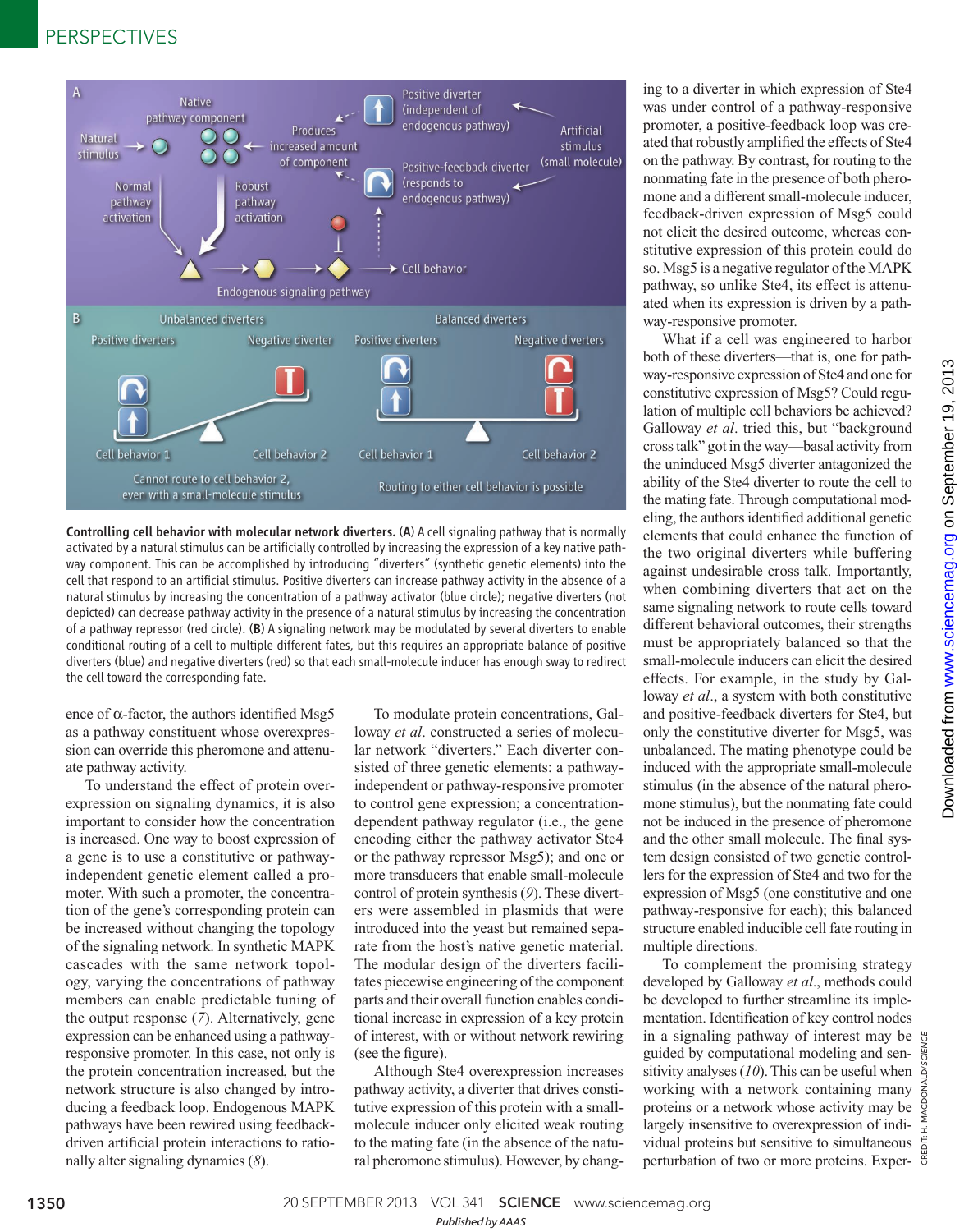**Controlling cell behavior with molecular network diverters.** (**A**) A cell signaling pathway that is normally activated by a natural stimulus can be artificially controlled by increasing the expression of a key native pathway component. This can be accomplished by introducing "diverters" (synthetic genetic elements) into the cell that respond to an artificial stimulus. Positive diverters can increase pathway activity in the absence of a natural stimulus by increasing the concentration of a pathway activator (blue circle); negative diverters (not depicted) can decrease pathway activity in the presence of a natural stimulus by increasing the concentration of a pathway repressor (red circle). (**B**) A signaling network may be modulated by several diverters to enable conditional routing of a cell to multiple different fates, but this requires an appropriate balance of positive diverters (blue) and negative diverters (red) so that each small-molecule inducer has enough sway to redirect the cell toward the corresponding fate.

ence of α-factor, the authors identified Msg5 as a pathway constituent whose overexpression can override this pheromone and attenuate pathway activity.

To understand the effect of protein overexpression on signaling dynamics, it is also important to consider how the concentration is increased. One way to boost expression of a gene is to use a constitutive or pathway-independent genetic element called a promoter. With such a promoter, the concentration of the gene's corresponding protein can be increased without changing the topology of the signaling network. In synthetic MAPK cascades with the same network topology, varying the concentrations of pathway members can enable predictable tuning of the output response (*7*). Alternatively, gene expression can be enhanced using a pathway-responsive promoter. In this case, not only is the protein concentration increased, but the network structure is also changed by introducing a feedback loop. Endogenous MAPK pathways have been rewired using feedback-driven artificial protein interactions to rationally alter signaling dynamics (*8*).

To modulate protein concentrations, Galloway *et al*. constructed a series of molecular network "diverters." Each diverter consisted of three genetic elements: a pathway-independent or pathway-responsive promoter to control gene expression; a concentration-dependent pathway regulator (i.e., the gene encoding either the pathway activator Ste4 or the pathway repressor Msg5); and one or more transducers that enable small-molecule control of protein synthesis (*9*). These diverters were assembled in plasmids that were introduced into the yeast but remained separate from the host's native genetic material. The modular design of the diverters facilitates piecewise engineering of the component parts and their overall function enables conditional increase in expression of a key protein of interest, with or without network rewiring (see the figure).

Although Ste4 overexpression increases pathway activity, a diverter that drives constitutive expression of this protein with a small-molecule inducer only elicited weak routing to the mating fate (in the absence of the natural pheromone stimulus). However, by changing to a diverter in which expression of Ste4 was under control of a pathway-responsive promoter, a positive-feedback loop was created that robustly amplified the effects of Ste4 on the pathway. By contrast, for routing to the nonmating fate in the presence of both pheromone and a different small-molecule inducer, feedback-driven expression of Msg5 could not elicit the desired outcome, whereas constitutive expression of this protein could do so. Msg5 is a negative regulator of the MAPK pathway, so unlike Ste4, its effect is attenuated when its expression is driven by a pathway-responsive promoter.

What if a cell was engineered to harbor both of these diverters—that is, one for pathway-responsive expression of Ste4 and one for constitutive expression of Msg5? Could regulation of multiple cell behaviors be achieved? Galloway *et al*. tried this, but "background cross talk" got in the way—basal activity from the uninduced Msg5 diverter antagonized the ability of the Ste4 diverter to route the cell to the mating fate. Through computational modeling, the authors identified additional genetic elements that could enhance the function of the two original diverters while buffering against undesirable cross talk. Importantly, when combining diverters that act on the same signaling network to route cells toward different behavioral outcomes, their strengths must be appropriately balanced so that the small-molecule inducers can elicit the desired effects. For example, in the study by Galloway *et al*., a system with both constitutive and positive-feedback diverters for Ste4, but only the constitutive diverter for Msg5, was unbalanced. The mating phenotype could be induced with the appropriate small-molecule stimulus (in the absence of the natural pheromone stimulus), but the nonmating fate could not be induced in the presence of pheromone and the other small molecule. The final system design consisted of two genetic controllers for the expression of Ste4 and two for the expression of Msg5 (one constitutive and one pathway-responsive for each); this balanced structure enabled inducible cell fate routing in multiple directions.

To complement the promising strategy developed by Galloway *et al*., methods could be developed to further streamline its implementation. Identification of key control nodes in a signaling pathway of interest may be guided by computational modeling and sensitivity analyses (*10*). This can be useful when working with a network containing many proteins or a network whose activity may be largely insensitive to overexpression of individual proteins but sensitive to simultaneous perturbation of two or more proteins. Exper-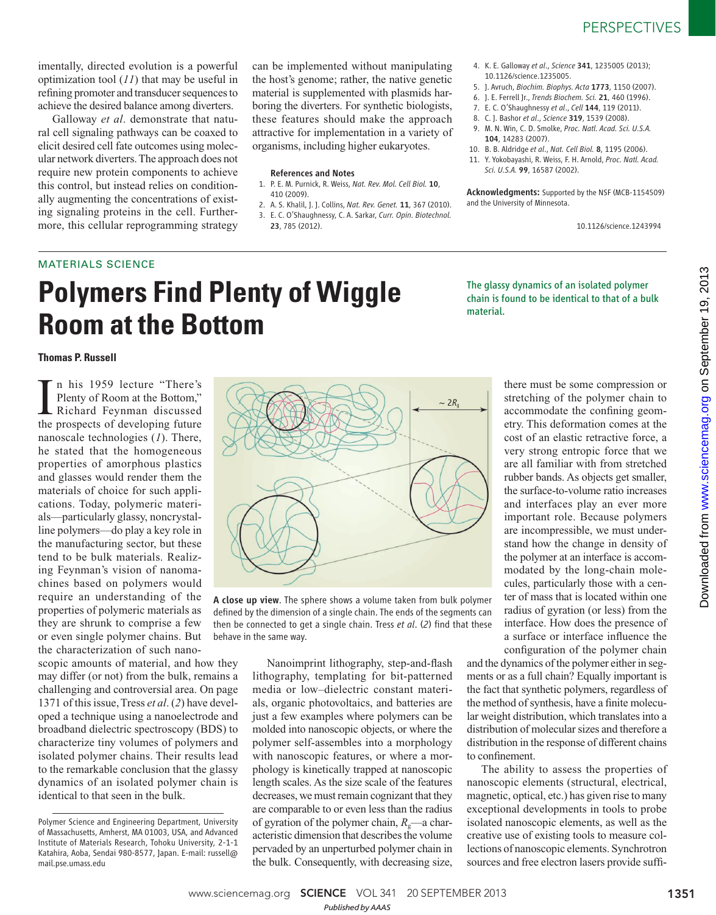imentally, directed evolution is a powerful optimization tool (*11*) that may be useful in refining promoter and transducer sequences to achieve the desired balance among diverters.

Galloway *et al.* demonstrate that natural cell signaling pathways can be coaxed to elicit desired cell fate outcomes using molecular network diverters. The approach does not require new protein components to achieve this control, but instead relies on conditionally augmenting the concentrations of existing signaling proteins in the cell. Furthermore, this cellular reprogramming strategy can be implemented without manipulating the host's genome; rather, the native genetic material is supplemented with plasmids harboring the diverters. For synthetic biologists, these features should make the approach attractive for implementation in a variety of organisms, including higher eukaryotes.

**References and Notes**

1. P. E. M. Purnick, R. Weiss, *Nat. Rev. Mol. Cell Biol.* **10**, 410 (2009).
2. A. S. Khalil, J. J. Collins, *Nat. Rev. Genet.* **11**, 367 (2010).
3. E. C. O'Shaughnessy, C. A. Sarkar, *Curr. Opin. Biotechnol.* **23**, 785 (2012).
4. K. E. Galloway *et al.*, *Science* **341**, 1235005 (2013); 10.1126/science.1235005.
5. J. Avruch, *Biochim. Biophys. Acta* **1773**, 1150 (2007).
6. J. E. Ferrell Jr., *Trends Biochem. Sci.* **21**, 460 (1996).
7. E. C. O'Shaughnessy *et al.*, *Cell* **144**, 119 (2011).
8. C. J. Bashor *et al.*, *Science* **319**, 1539 (2008).
9. M. N. Win, C. D. Smolke, *Proc. Natl. Acad. Sci. U.S.A.* **104**, 14283 (2007).
10. B. B. Aldridge *et al.*, *Nat. Cell Biol.* **8**, 1195 (2006).
11. Y. Yokobayashi, R. Weiss, F. H. Arnold, *Proc. Natl. Acad. Sci. U.S.A.* **99**, 16587 (2002).

**Acknowledgments:** Supported by the NSF (MCB-1154509) and the University of Minnesota.

10.1126/science.1243994

MATERIALS SCIENCE

# Polymers Find Plenty of Wiggle Room at the Bottom

The glassy dynamics of an isolated polymer chain is found to be identical to that of a bulk material.

**Thomas P. Russell**

In his 1959 lecture "There's Plenty of Room at the Bottom," Richard Feynman discussed the prospects of developing future nanoscale technologies (*1*). There, he stated that the homogeneous properties of amorphous plastics and glasses would render them the materials of choice for such applications. Today, polymeric materials—particularly glassy, noncrystalline polymers—do play a key role in the manufacturing sector, but these tend to be bulk materials. Realizing Feynman's vision of nanomachines based on polymers would require an understanding of the properties of polymeric materials as they are shrunk to comprise a few or even single polymer chains. But the characterization of such nanoscopic amounts of material, and how they may differ (or not) from the bulk, remains a challenging and controversial area. On page 1371 of this issue, Tress *et al.* (*2*) have developed a technique using a nanoelectrode and broadband dielectric spectroscopy (BDS) to characterize tiny volumes of polymers and isolated polymer chains. Their results lead to the remarkable conclusion that the glassy dynamics of an isolated polymer chain is identical to that seen in the bulk.

Polymer Science and Engineering Department, University of Massachusetts, Amherst, MA 01003, USA, and Advanced Institute of Materials Research, Tohoku University, 2-1-1 Katahira, Aoba, Sendai 980-8577, Japan. E-mail: russell@mail.pse.umass.edu

~ $2R_g$

**A close up view.** The sphere shows a volume taken from bulk polymer defined by the dimension of a single chain. The ends of the segments can then be connected to get a single chain. Tress *et al.* (*2*) find that these behave in the same way.

Nanoimprint lithography, step-and-flash lithography, templating for bit-patterned media or low–dielectric constant materials, organic photovoltaics, and batteries are just a few examples where polymers can be molded into nanoscopic objects, or where the polymer self-assembles into a morphology with nanoscopic features, or where a morphology is kinetically trapped at nanoscopic length scales. As the size scale of the features decreases, we must remain cognizant that they are comparable to or even less than the radius of gyration of the polymer chain, $R_g$—a characteristic dimension that describes the volume pervaded by an unperturbed polymer chain in the bulk. Consequently, with decreasing size, there must be some compression or stretching of the polymer chain to accommodate the confining geometry. This deformation comes at the cost of an elastic retractive force, a very strong entropic force that we are all familiar with from stretched rubber bands. As objects get smaller, the surface-to-volume ratio increases and interfaces play an ever more important role. Because polymers are incompressible, we must understand how the change in density of the polymer at an interface is accommodated by the long-chain molecules, particularly those with a center of mass that is located within one radius of gyration (or less) from the interface. How does the presence of a surface or interface influence the configuration of the polymer chain and the dynamics of the polymer either in segments or as a full chain? Equally important is the fact that synthetic polymers, regardless of the method of synthesis, have a finite molecular weight distribution, which translates into a distribution of molecular sizes and therefore a distribution in the response of different chains to confinement.

The ability to assess the properties of nanoscopic elements (structural, electrical, magnetic, optical, etc.) has given rise to many exceptional developments in tools to probe isolated nanoscopic elements, as well as the creative use of existing tools to measure collections of nanoscopic elements. Synchrotron sources and free electron lasers provide suffi-